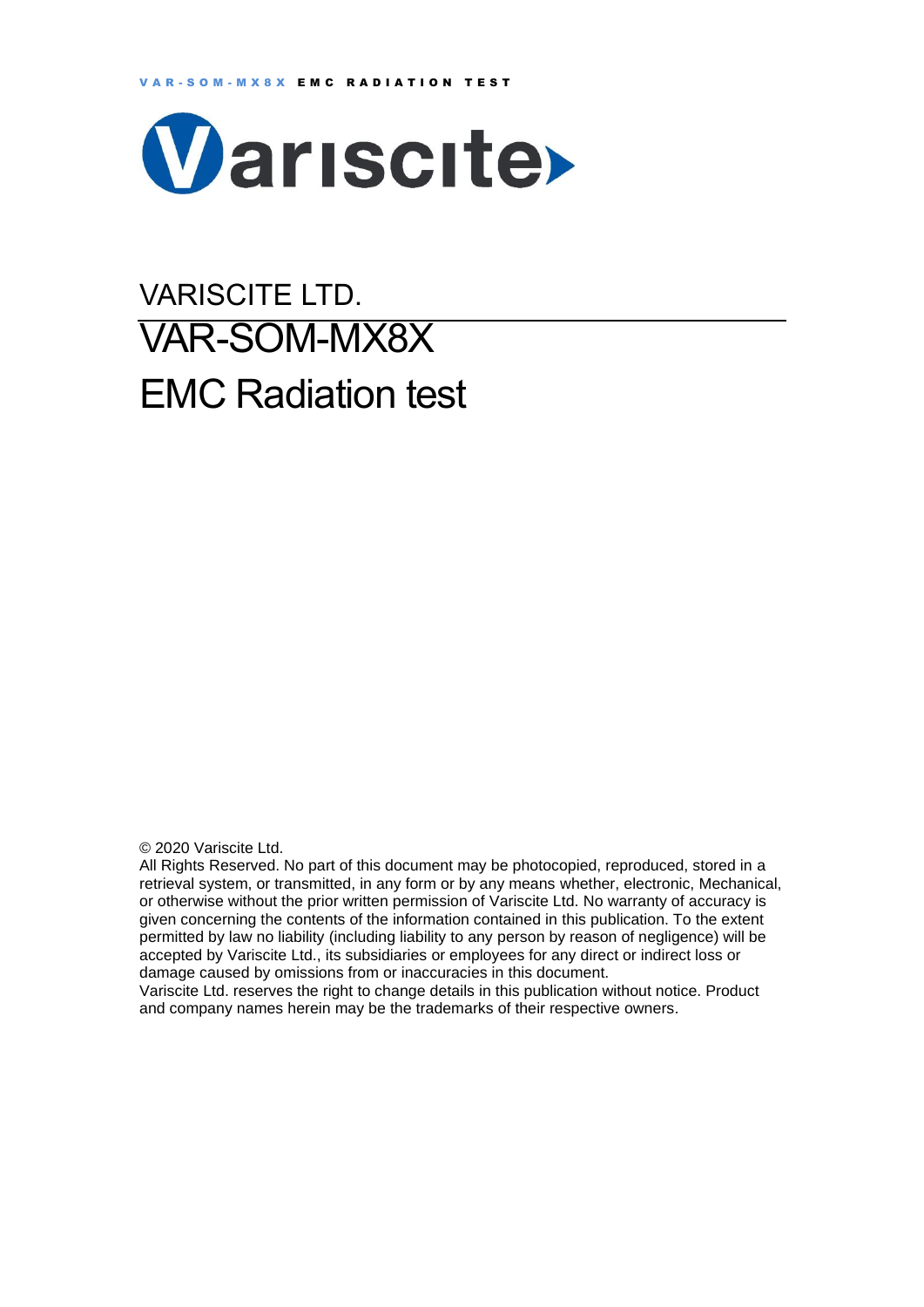VARISCITE LTD.

# VAR-SOM-MX8X

# EMC Radiation test

© 2020 Variscite Ltd.

All Rights Reserved. No part of this document may be photocopied, reproduced, stored in a retrieval system, or transmitted, in any form or by any means whether, electronic, Mechanical, or otherwise without the prior written permission of Variscite Ltd. No warranty of accuracy is given concerning the contents of the information contained in this publication. To the extent permitted by law no liability (including liability to any person by reason of negligence) will be accepted by Variscite Ltd., its subsidiaries or employees for any direct or indirect loss or damage caused by omissions from or inaccuracies in this document.

Variscite Ltd. reserves the right to change details in this publication without notice. Product and company names herein may be the trademarks of their respective owners.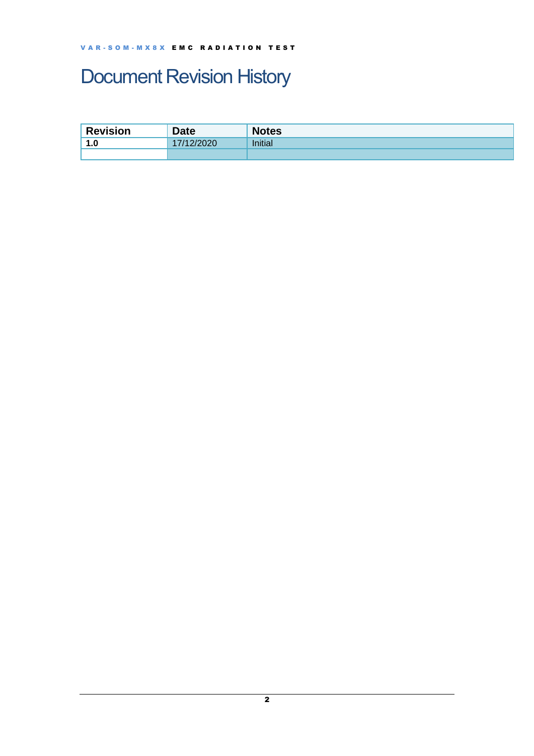# Document Revision History

| Revision | Date | Notes |
|---|---|---|
| **1.0** | 17/12/2020 | Initial |
| | | |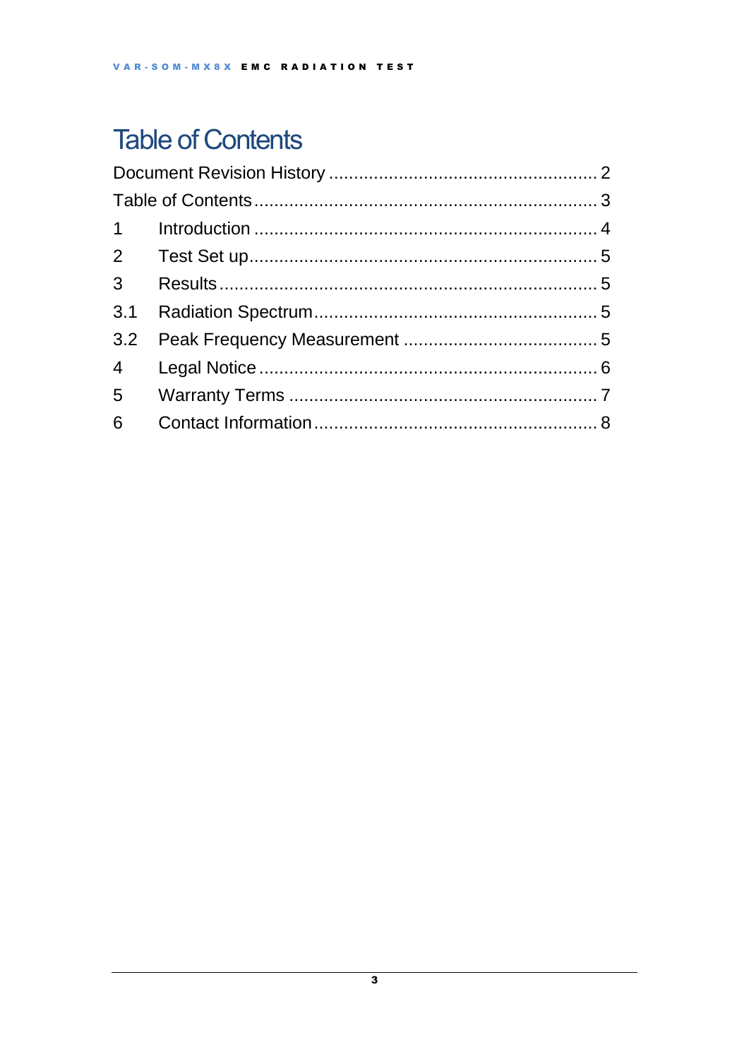# Table of Contents

Document Revision History ..................................................... 2
Table of Contents .................................................................... 3
1 Introduction .................................................................... 4
2 Test Set up ..................................................................... 5
3 Results ........................................................................... 5
3.1 Radiation Spectrum ........................................................ 5
3.2 Peak Frequency Measurement ....................................... 5
4 Legal Notice .................................................................... 6
5 Warranty Terms .............................................................. 7
6 Contact Information ........................................................ 8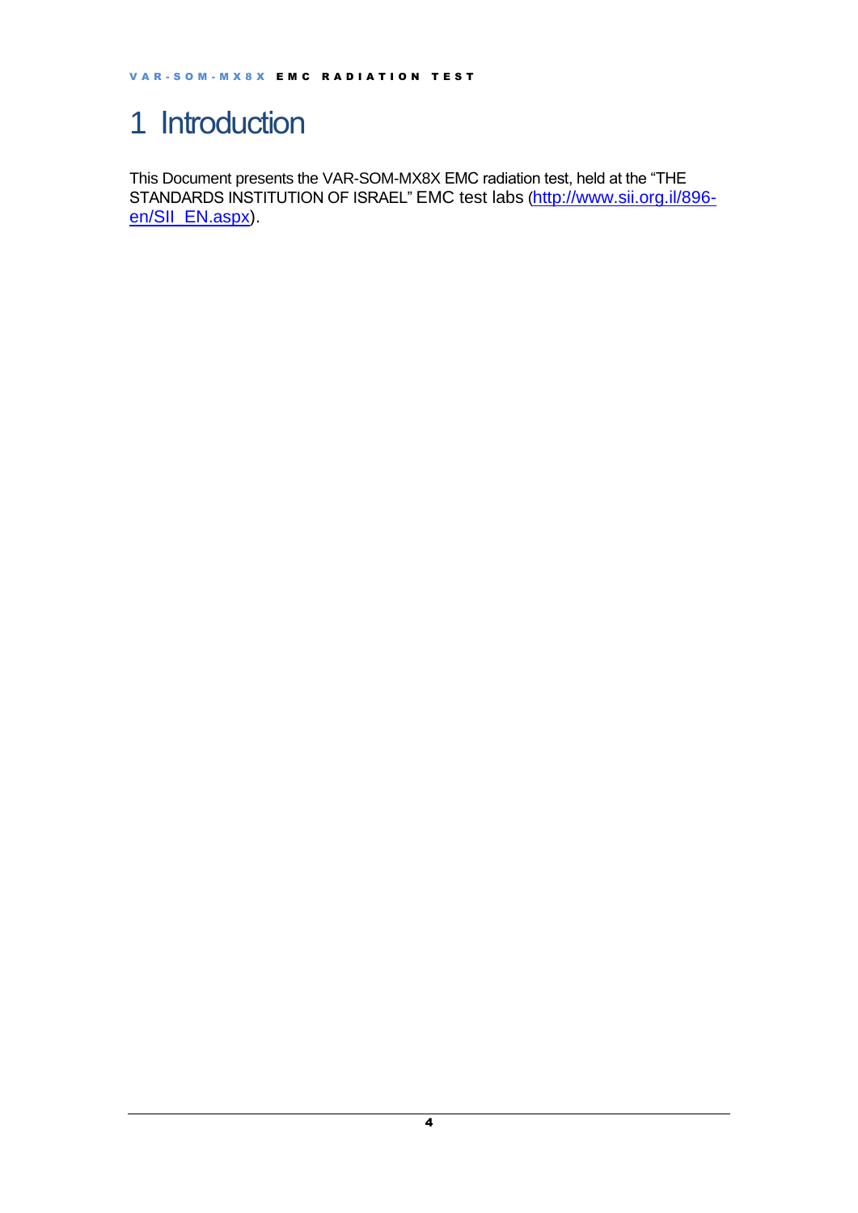# 1 Introduction

This Document presents the VAR-SOM-MX8X EMC radiation test, held at the “THE STANDARDS INSTITUTION OF ISRAEL” EMC test labs (http://www.sii.org.il/896-en/SII_EN.aspx).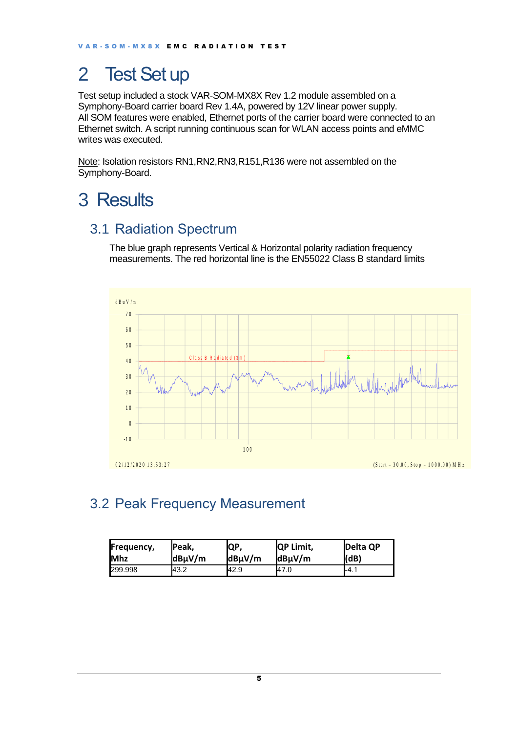# 2 Test Set up

Test setup included a stock VAR-SOM-MX8X Rev 1.2 module assembled on a Symphony-Board carrier board Rev 1.4A, powered by 12V linear power supply.
All SOM features were enabled, Ethernet ports of the carrier board were connected to an Ethernet switch. A script running continuous scan for WLAN access points and eMMC writes was executed.

Note: Isolation resistors RN1,RN2,RN3,R151,R136 were not assembled on the Symphony-Board.

# 3 Results

## 3.1 Radiation Spectrum

The blue graph represents Vertical & Horizontal polarity radiation frequency measurements. The red horizontal line is the EN55022 Class B standard limits

## 3.2 Peak Frequency Measurement

| Frequency, Mhz | Peak, dBµV/m | QP, dBµV/m | QP Limit, dBµV/m | Delta QP (dB) |
|---|---|---|---|---|
| 299.998 | 43.2 | 42.9 | 47.0 | -4.1 |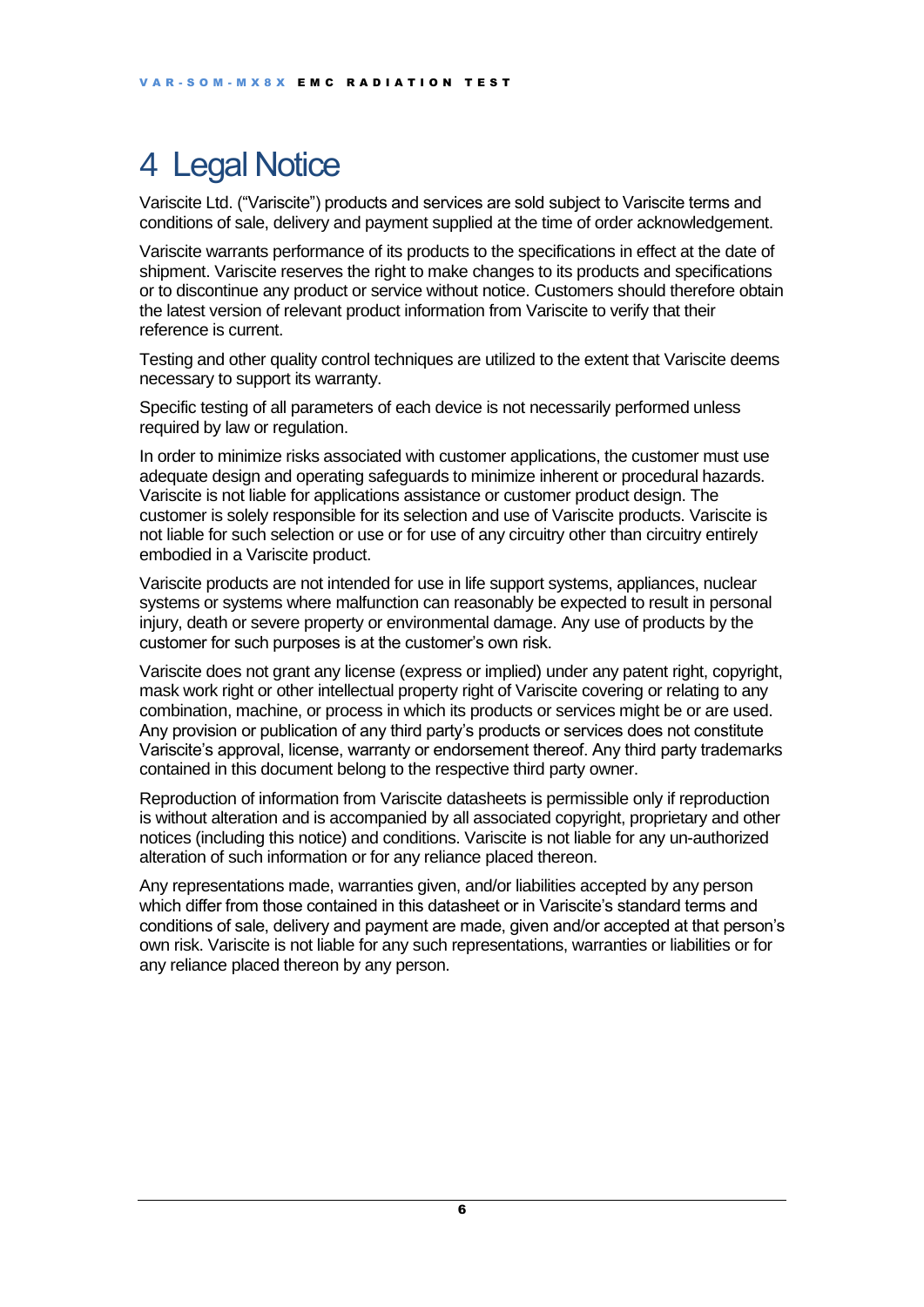# 4 Legal Notice

Variscite Ltd. ("Variscite") products and services are sold subject to Variscite terms and conditions of sale, delivery and payment supplied at the time of order acknowledgement.

Variscite warrants performance of its products to the specifications in effect at the date of shipment. Variscite reserves the right to make changes to its products and specifications or to discontinue any product or service without notice. Customers should therefore obtain the latest version of relevant product information from Variscite to verify that their reference is current.

Testing and other quality control techniques are utilized to the extent that Variscite deems necessary to support its warranty.

Specific testing of all parameters of each device is not necessarily performed unless required by law or regulation.

In order to minimize risks associated with customer applications, the customer must use adequate design and operating safeguards to minimize inherent or procedural hazards. Variscite is not liable for applications assistance or customer product design. The customer is solely responsible for its selection and use of Variscite products. Variscite is not liable for such selection or use or for use of any circuitry other than circuitry entirely embodied in a Variscite product.

Variscite products are not intended for use in life support systems, appliances, nuclear systems or systems where malfunction can reasonably be expected to result in personal injury, death or severe property or environmental damage. Any use of products by the customer for such purposes is at the customer's own risk.

Variscite does not grant any license (express or implied) under any patent right, copyright, mask work right or other intellectual property right of Variscite covering or relating to any combination, machine, or process in which its products or services might be or are used. Any provision or publication of any third party's products or services does not constitute Variscite's approval, license, warranty or endorsement thereof. Any third party trademarks contained in this document belong to the respective third party owner.

Reproduction of information from Variscite datasheets is permissible only if reproduction is without alteration and is accompanied by all associated copyright, proprietary and other notices (including this notice) and conditions. Variscite is not liable for any un-authorized alteration of such information or for any reliance placed thereon.

Any representations made, warranties given, and/or liabilities accepted by any person which differ from those contained in this datasheet or in Variscite's standard terms and conditions of sale, delivery and payment are made, given and/or accepted at that person's own risk. Variscite is not liable for any such representations, warranties or liabilities or for any reliance placed thereon by any person.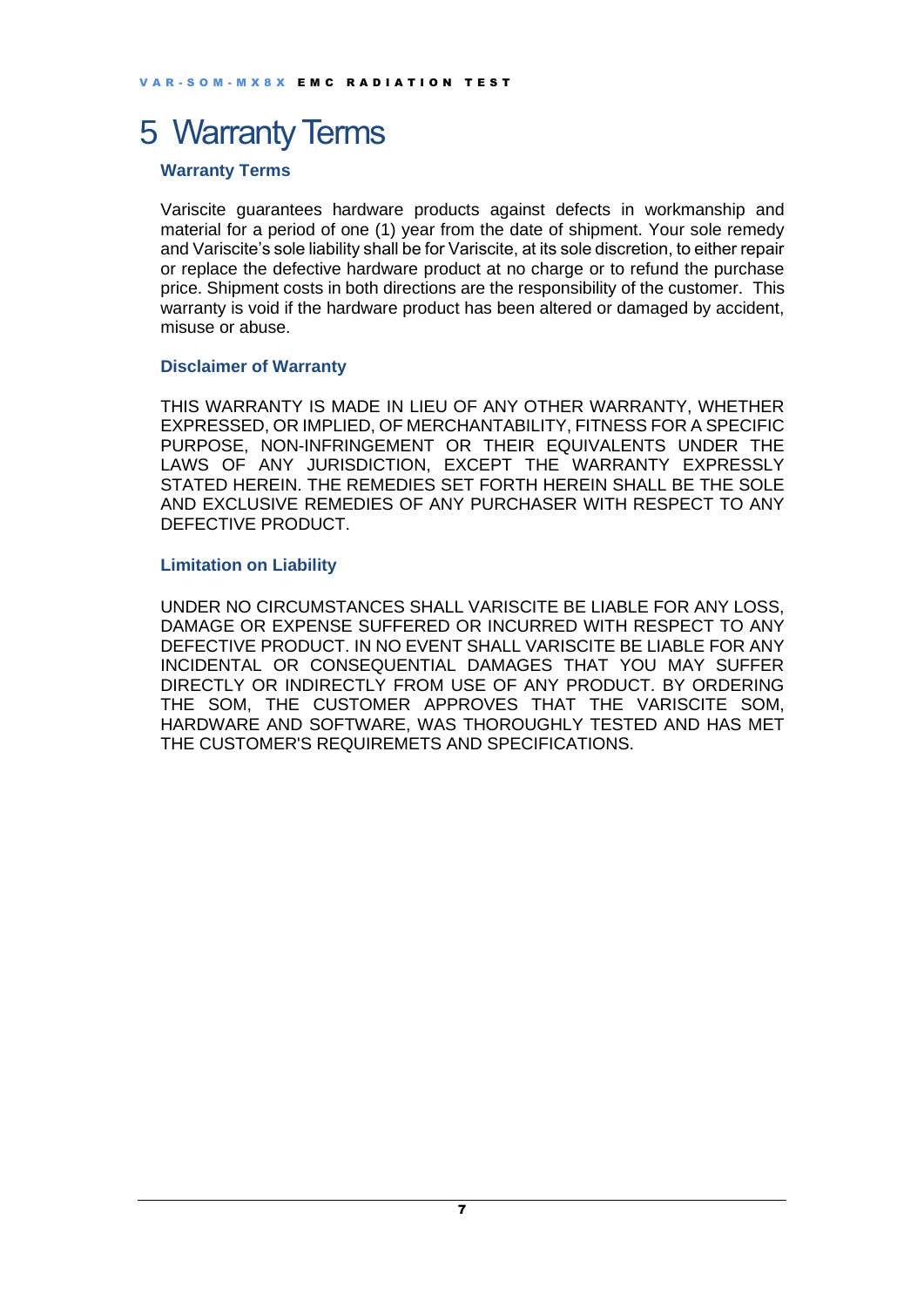# 5 Warranty Terms

### Warranty Terms

Variscite guarantees hardware products against defects in workmanship and material for a period of one (1) year from the date of shipment. Your sole remedy and Variscite's sole liability shall be for Variscite, at its sole discretion, to either repair or replace the defective hardware product at no charge or to refund the purchase price. Shipment costs in both directions are the responsibility of the customer. This warranty is void if the hardware product has been altered or damaged by accident, misuse or abuse.

### Disclaimer of Warranty

THIS WARRANTY IS MADE IN LIEU OF ANY OTHER WARRANTY, WHETHER EXPRESSED, OR IMPLIED, OF MERCHANTABILITY, FITNESS FOR A SPECIFIC PURPOSE, NON-INFRINGEMENT OR THEIR EQUIVALENTS UNDER THE LAWS OF ANY JURISDICTION, EXCEPT THE WARRANTY EXPRESSLY STATED HEREIN. THE REMEDIES SET FORTH HEREIN SHALL BE THE SOLE AND EXCLUSIVE REMEDIES OF ANY PURCHASER WITH RESPECT TO ANY DEFECTIVE PRODUCT.

### Limitation on Liability

UNDER NO CIRCUMSTANCES SHALL VARISCITE BE LIABLE FOR ANY LOSS, DAMAGE OR EXPENSE SUFFERED OR INCURRED WITH RESPECT TO ANY DEFECTIVE PRODUCT. IN NO EVENT SHALL VARISCITE BE LIABLE FOR ANY INCIDENTAL OR CONSEQUENTIAL DAMAGES THAT YOU MAY SUFFER DIRECTLY OR INDIRECTLY FROM USE OF ANY PRODUCT. BY ORDERING THE SOM, THE CUSTOMER APPROVES THAT THE VARISCITE SOM, HARDWARE AND SOFTWARE, WAS THOROUGHLY TESTED AND HAS MET THE CUSTOMER'S REQUIREMETS AND SPECIFICATIONS.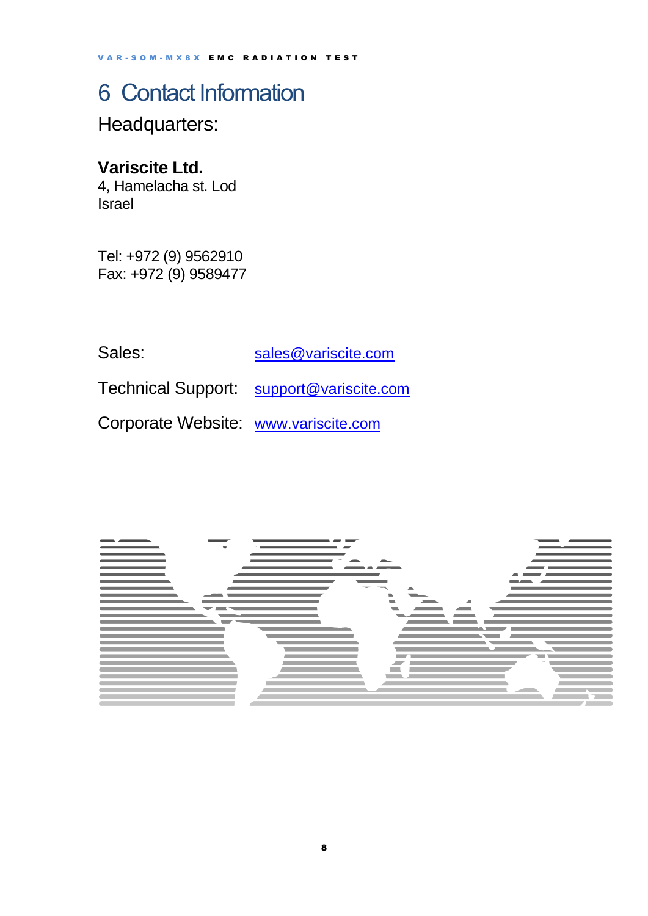# 6 Contact Information

Headquarters:

**Variscite Ltd.**
4, Hamelacha st. Lod
Israel

Tel: +972 (9) 9562910
Fax: +972 (9) 9589477

Sales: sales@variscite.com

Technical Support: support@variscite.com

Corporate Website: www.variscite.com